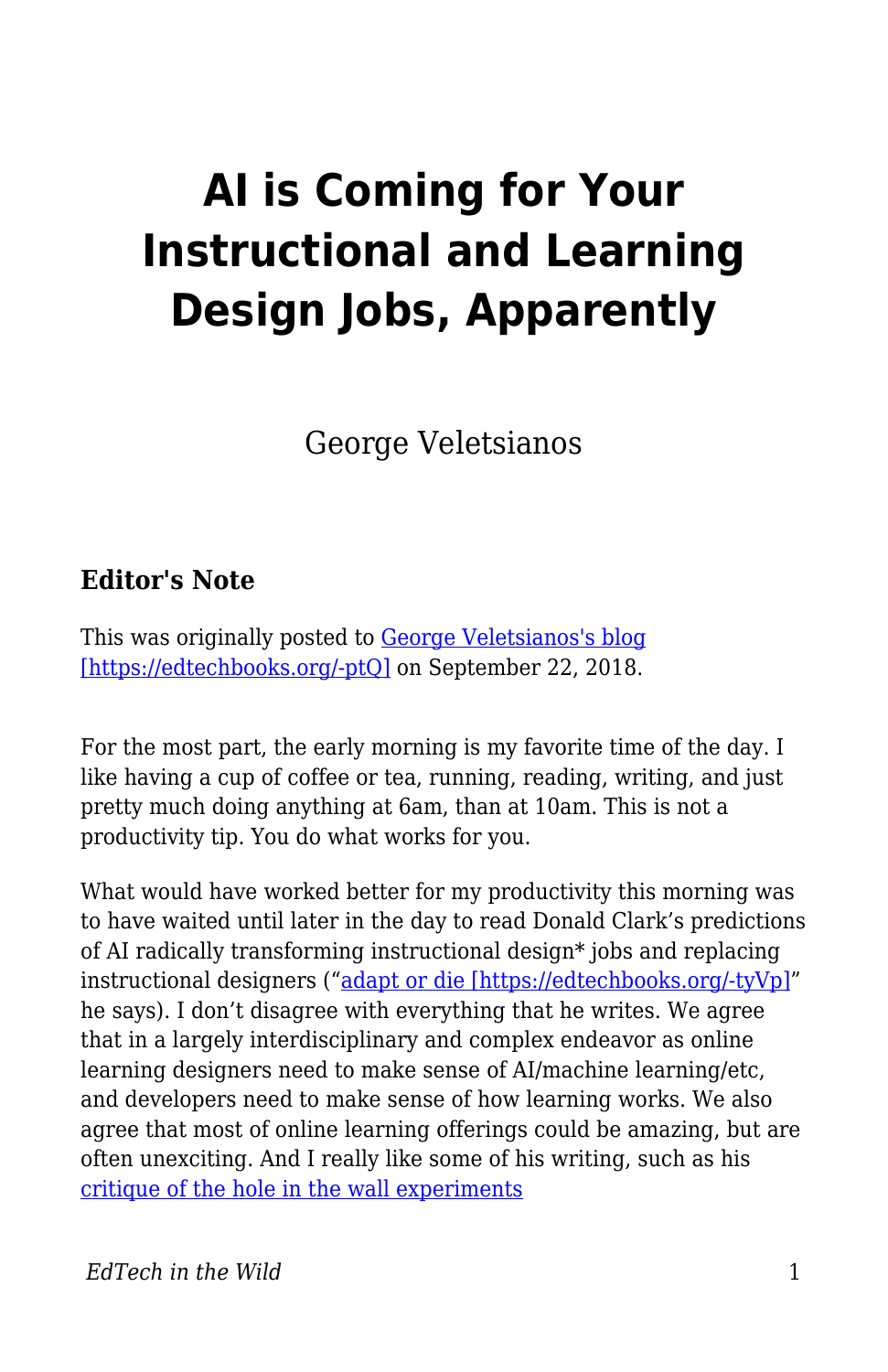# AI is Coming for Your Instructional and Learning Design Jobs, Apparently

George Veletsianos

### Editor's Note

This was originally posted to [George Veletsianos's blog [https://edtechbooks.org/-ptQ]](https://edtechbooks.org/-ptQ) on September 22, 2018.

For the most part, the early morning is my favorite time of the day. I like having a cup of coffee or tea, running, reading, writing, and just pretty much doing anything at 6am, than at 10am. This is not a productivity tip. You do what works for you.

What would have worked better for my productivity this morning was to have waited until later in the day to read Donald Clark's predictions of AI radically transforming instructional design* jobs and replacing instructional designers ("[adapt or die [https://edtechbooks.org/-tyVp]](https://edtechbooks.org/-tyVp)" he says). I don't disagree with everything that he writes. We agree that in a largely interdisciplinary and complex endeavor as online learning designers need to make sense of AI/machine learning/etc, and developers need to make sense of how learning works. We also agree that most of online learning offerings could be amazing, but are often unexciting. And I really like some of his writing, such as his [critique of the hole in the wall experiments](#)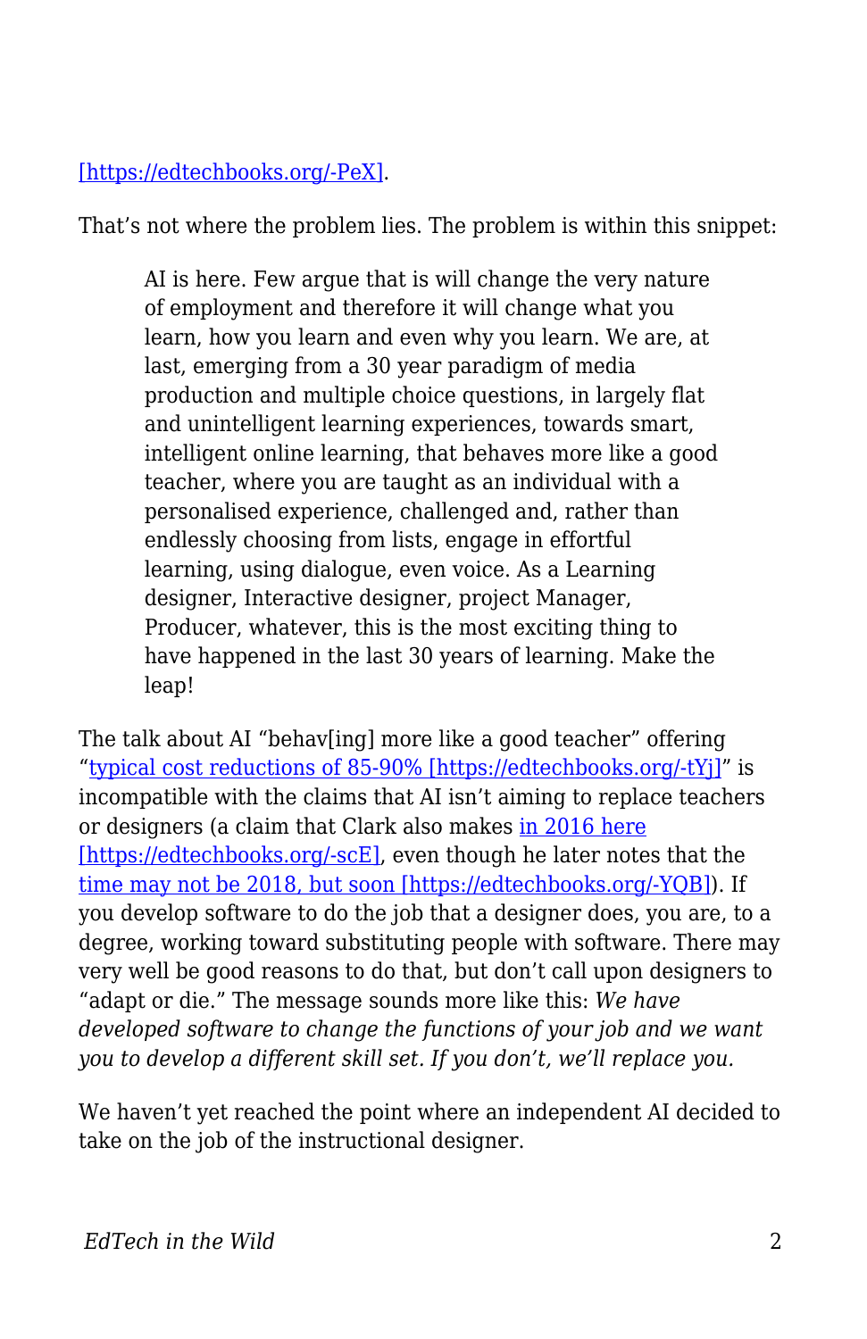[https://edtechbooks.org/-PeX].

That's not where the problem lies. The problem is within this snippet:

> AI is here. Few argue that is will change the very nature of employment and therefore it will change what you learn, how you learn and even why you learn. We are, at last, emerging from a 30 year paradigm of media production and multiple choice questions, in largely flat and unintelligent learning experiences, towards smart, intelligent online learning, that behaves more like a good teacher, where you are taught as an individual with a personalised experience, challenged and, rather than endlessly choosing from lists, engage in effortful learning, using dialogue, even voice. As a Learning designer, Interactive designer, project Manager, Producer, whatever, this is the most exciting thing to have happened in the last 30 years of learning. Make the leap!

The talk about AI "behav[ing] more like a good teacher" offering "typical cost reductions of 85-90% [https://edtechbooks.org/-tYj]" is incompatible with the claims that AI isn't aiming to replace teachers or designers (a claim that Clark also makes in 2016 here [https://edtechbooks.org/-scE], even though he later notes that the time may not be 2018, but soon [https://edtechbooks.org/-YQB]). If you develop software to do the job that a designer does, you are, to a degree, working toward substituting people with software. There may very well be good reasons to do that, but don't call upon designers to "adapt or die." The message sounds more like this: *We have developed software to change the functions of your job and we want you to develop a different skill set. If you don't, we'll replace you.*

We haven't yet reached the point where an independent AI decided to take on the job of the instructional designer.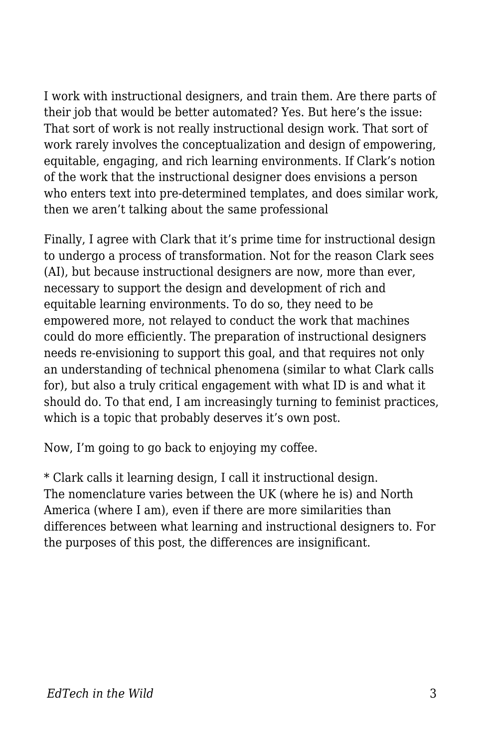I work with instructional designers, and train them. Are there parts of their job that would be better automated? Yes. But here's the issue: That sort of work is not really instructional design work. That sort of work rarely involves the conceptualization and design of empowering, equitable, engaging, and rich learning environments. If Clark's notion of the work that the instructional designer does envisions a person who enters text into pre-determined templates, and does similar work, then we aren't talking about the same professional

Finally, I agree with Clark that it's prime time for instructional design to undergo a process of transformation. Not for the reason Clark sees (AI), but because instructional designers are now, more than ever, necessary to support the design and development of rich and equitable learning environments. To do so, they need to be empowered more, not relayed to conduct the work that machines could do more efficiently. The preparation of instructional designers needs re-envisioning to support this goal, and that requires not only an understanding of technical phenomena (similar to what Clark calls for), but also a truly critical engagement with what ID is and what it should do. To that end, I am increasingly turning to feminist practices, which is a topic that probably deserves it's own post.

Now, I'm going to go back to enjoying my coffee.

* Clark calls it learning design, I call it instructional design.
The nomenclature varies between the UK (where he is) and North America (where I am), even if there are more similarities than differences between what learning and instructional designers to. For the purposes of this post, the differences are insignificant.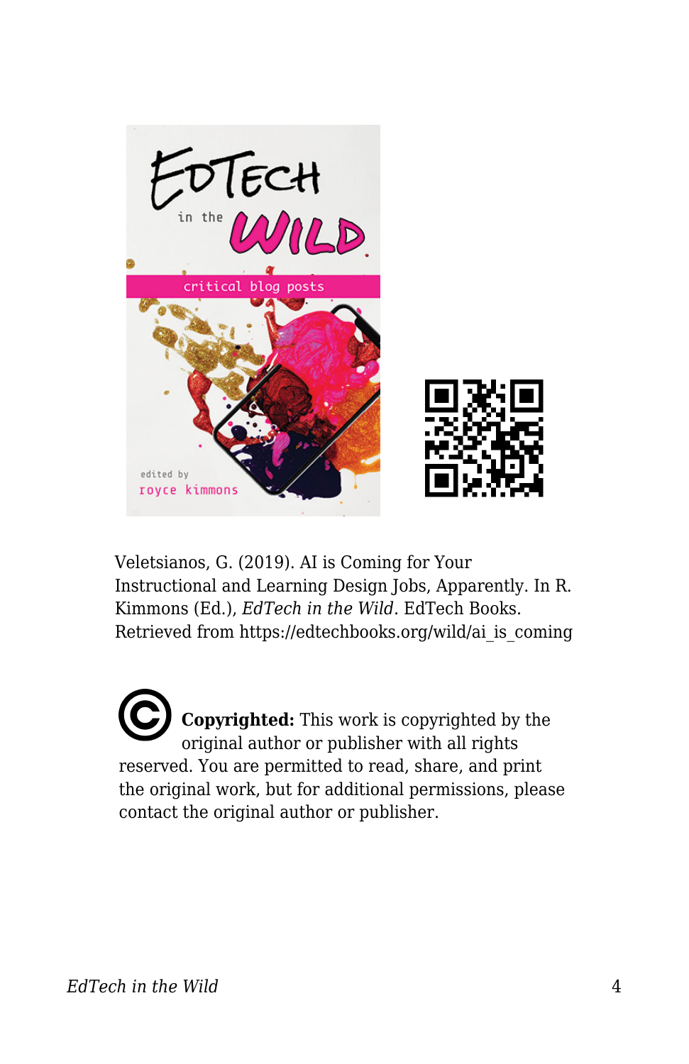Veletsianos, G. (2019). AI is Coming for Your Instructional and Learning Design Jobs, Apparently. In R. Kimmons (Ed.), *EdTech in the Wild*. EdTech Books. Retrieved from https://edtechbooks.org/wild/ai_is_coming

**Copyrighted:** This work is copyrighted by the original author or publisher with all rights reserved. You are permitted to read, share, and print the original work, but for additional permissions, please contact the original author or publisher.